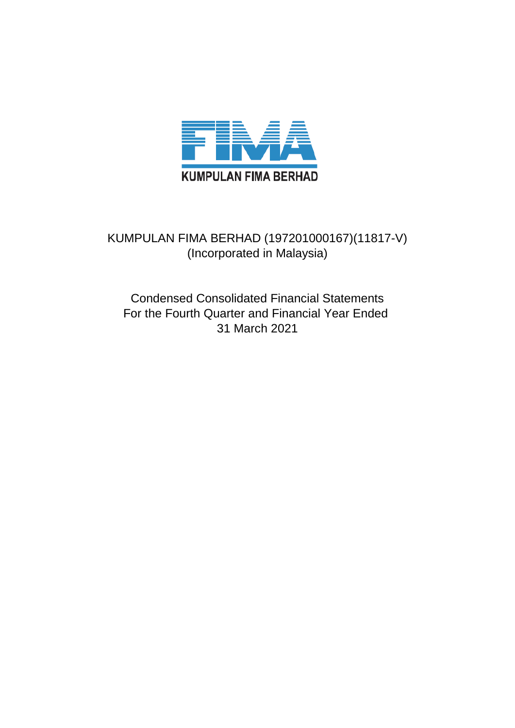KUMPULAN FIMA BERHAD

KUMPULAN FIMA BERHAD (197201000167)(11817-V)
(Incorporated in Malaysia)

Condensed Consolidated Financial Statements
For the Fourth Quarter and Financial Year Ended
31 March 2021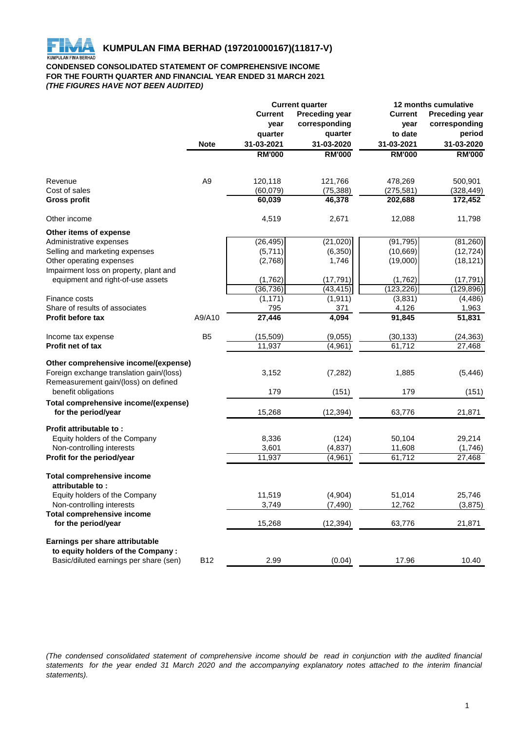# KUMPULAN FIMA BERHAD (197201000167)(11817-V)

**CONDENSED CONSOLIDATED STATEMENT OF COMPREHENSIVE INCOME**
**FOR THE FOURTH QUARTER AND FINANCIAL YEAR ENDED 31 MARCH 2021**
***(THE FIGURES HAVE NOT BEEN AUDITED)***

| | Note | Current quarter | | 12 months cumulative | |
|---|---|---|---|---|---|
| | | Current year quarter 31-03-2021 | Preceding year corresponding quarter 31-03-2020 | Current year to date 31-03-2021 | Preceding year corresponding period 31-03-2020 |
| | | RM'000 | RM'000 | RM'000 | RM'000 |
| Revenue | A9 | 120,118 | 121,766 | 478,269 | 500,901 |
| Cost of sales | | (60,079) | (75,388) | (275,581) | (328,449) |
| **Gross profit** | | **60,039** | **46,378** | **202,688** | **172,452** |
| Other income | | 4,519 | 2,671 | 12,088 | 11,798 |
| **Other items of expense** | | | | | |
| Administrative expenses | | (26,495) | (21,020) | (91,795) | (81,260) |
| Selling and marketing expenses | | (5,711) | (6,350) | (10,669) | (12,724) |
| Other operating expenses | | (2,768) | 1,746 | (19,000) | (18,121) |
| Impairment loss on property, plant and equipment and right-of-use assets | | (1,762) | (17,791) | (1,762) | (17,791) |
| | | (36,736) | (43,415) | (123,226) | (129,896) |
| Finance costs | | (1,171) | (1,911) | (3,831) | (4,486) |
| Share of results of associates | | 795 | 371 | 4,126 | 1,963 |
| **Profit before tax** | A9/A10 | **27,446** | **4,094** | **91,845** | **51,831** |
| Income tax expense | B5 | (15,509) | (9,055) | (30,133) | (24,363) |
| **Profit net of tax** | | 11,937 | (4,961) | 61,712 | 27,468 |
| **Other comprehensive income/(expense)** | | | | | |
| Foreign exchange translation gain/(loss) | | 3,152 | (7,282) | 1,885 | (5,446) |
| Remeasurement gain/(loss) on defined benefit obligations | | 179 | (151) | 179 | (151) |
| **Total comprehensive income/(expense) for the period/year** | | 15,268 | (12,394) | 63,776 | 21,871 |
| **Profit attributable to :** | | | | | |
| Equity holders of the Company | | 8,336 | (124) | 50,104 | 29,214 |
| Non-controlling interests | | 3,601 | (4,837) | 11,608 | (1,746) |
| **Profit for the period/year** | | 11,937 | (4,961) | 61,712 | 27,468 |
| **Total comprehensive income attributable to :** | | | | | |
| Equity holders of the Company | | 11,519 | (4,904) | 51,014 | 25,746 |
| Non-controlling interests | | 3,749 | (7,490) | 12,762 | (3,875) |
| **Total comprehensive income for the period/year** | | 15,268 | (12,394) | 63,776 | 21,871 |
| **Earnings per share attributable to equity holders of the Company :** | | | | | |
| Basic/diluted earnings per share (sen) | B12 | 2.99 | (0.04) | 17.96 | 10.40 |

*(The condensed consolidated statement of comprehensive income should be read in conjunction with the audited financial statements for the year ended 31 March 2020 and the accompanying explanatory notes attached to the interim financial statements).*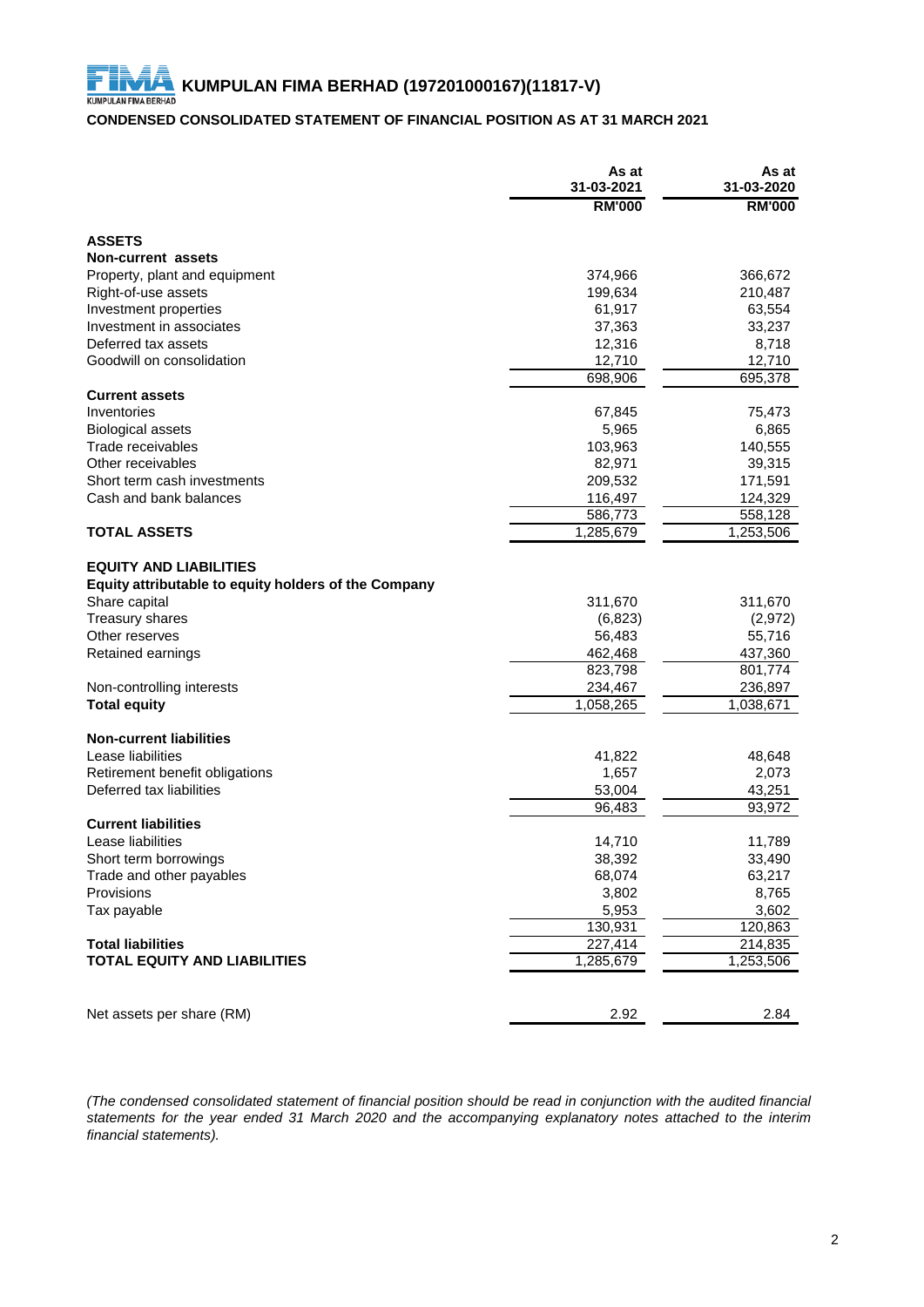# KUMPULAN FIMA BERHAD (197201000167)(11817-V)

## CONDENSED CONSOLIDATED STATEMENT OF FINANCIAL POSITION AS AT 31 MARCH 2021

| | As at 31-03-2021 RM'000 | As at 31-03-2020 RM'000 |
|---|---|---|
| **ASSETS** | | |
| **Non-current assets** | | |
| Property, plant and equipment | 374,966 | 366,672 |
| Right-of-use assets | 199,634 | 210,487 |
| Investment properties | 61,917 | 63,554 |
| Investment in associates | 37,363 | 33,237 |
| Deferred tax assets | 12,316 | 8,718 |
| Goodwill on consolidation | 12,710 | 12,710 |
| | 698,906 | 695,378 |
| **Current assets** | | |
| Inventories | 67,845 | 75,473 |
| Biological assets | 5,965 | 6,865 |
| Trade receivables | 103,963 | 140,555 |
| Other receivables | 82,971 | 39,315 |
| Short term cash investments | 209,532 | 171,591 |
| Cash and bank balances | 116,497 | 124,329 |
| | 586,773 | 558,128 |
| **TOTAL ASSETS** | 1,285,679 | 1,253,506 |
| | | |
| **EQUITY AND LIABILITIES** | | |
| **Equity attributable to equity holders of the Company** | | |
| Share capital | 311,670 | 311,670 |
| Treasury shares | (6,823) | (2,972) |
| Other reserves | 56,483 | 55,716 |
| Retained earnings | 462,468 | 437,360 |
| | 823,798 | 801,774 |
| Non-controlling interests | 234,467 | 236,897 |
| **Total equity** | 1,058,265 | 1,038,671 |
| | | |
| **Non-current liabilities** | | |
| Lease liabilities | 41,822 | 48,648 |
| Retirement benefit obligations | 1,657 | 2,073 |
| Deferred tax liabilities | 53,004 | 43,251 |
| | 96,483 | 93,972 |
| **Current liabilities** | | |
| Lease liabilities | 14,710 | 11,789 |
| Short term borrowings | 38,392 | 33,490 |
| Trade and other payables | 68,074 | 63,217 |
| Provisions | 3,802 | 8,765 |
| Tax payable | 5,953 | 3,602 |
| | 130,931 | 120,863 |
| **Total liabilities** | 227,414 | 214,835 |
| **TOTAL EQUITY AND LIABILITIES** | 1,285,679 | 1,253,506 |
| | | |
| Net assets per share (RM) | 2.92 | 2.84 |

*(The condensed consolidated statement of financial position should be read in conjunction with the audited financial statements for the year ended 31 March 2020 and the accompanying explanatory notes attached to the interim financial statements).*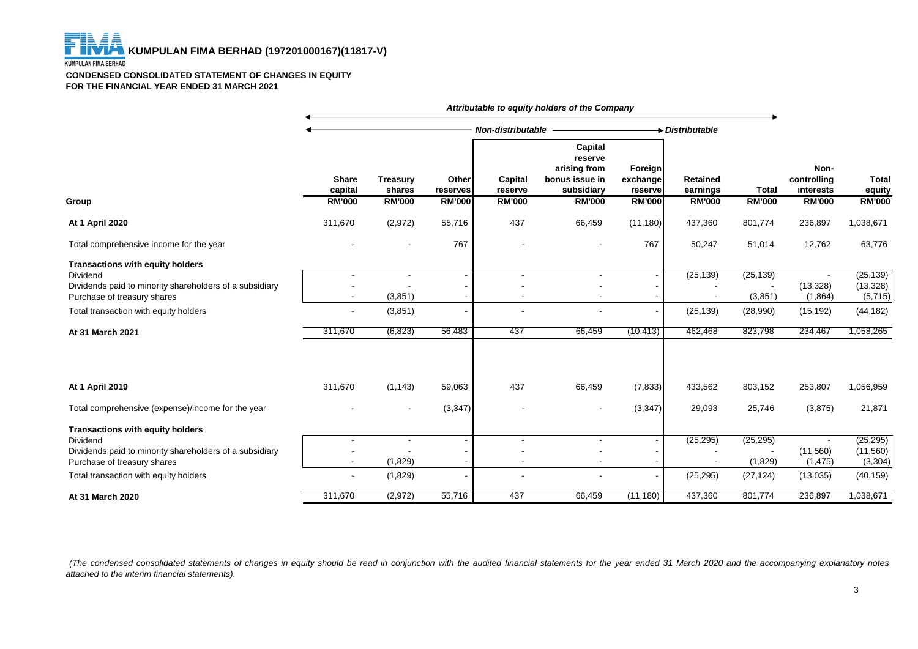**KUMPULAN FIMA BERHAD (197201000167)(11817-V)**

**CONDENSED CONSOLIDATED STATEMENT OF CHANGES IN EQUITY**
**FOR THE FINANCIAL YEAR ENDED 31 MARCH 2021**

| | *Attributable to equity holders of the Company* | | | | | | | | | |
|---|---|---|---|---|---|---|---|---|---|---|
| | *Non-distributable* | | | | | | *Distributable* | | | |
| **Group** | **Share capital RM'000** | **Treasury shares RM'000** | **Other reserves RM'000** | **Capital reserve RM'000** | **Capital reserve arising from bonus issue in subsidiary RM'000** | **Foreign exchange reserve RM'000** | **Retained earnings RM'000** | **Total RM'000** | **Non-controlling interests RM'000** | **Total equity RM'000** |
| **At 1 April 2020** | 311,670 | (2,972) | 55,716 | 437 | 66,459 | (11,180) | 437,360 | 801,774 | 236,897 | 1,038,671 |
| Total comprehensive income for the year | - | - | 767 | - | - | 767 | 50,247 | 51,014 | 12,762 | 63,776 |
| **Transactions with equity holders** | | | | | | | | | | |
| Dividend | - | - | - | - | - | - | (25,139) | (25,139) | - | (25,139) |
| Dividends paid to minority shareholders of a subsidiary | - | - | - | - | - | - | | - | (13,328) | (13,328) |
| Purchase of treasury shares | - | (3,851) | - | - | - | - | - | (3,851) | (1,864) | (5,715) |
| Total transaction with equity holders | - | (3,851) | - | - | - | - | (25,139) | (28,990) | (15,192) | (44,182) |
| **At 31 March 2021** | 311,670 | (6,823) | 56,483 | 437 | 66,459 | (10,413) | 462,468 | 823,798 | 234,467 | 1,058,265 |
| | | | | | | | | | | |
| **At 1 April 2019** | 311,670 | (1,143) | 59,063 | 437 | 66,459 | (7,833) | 433,562 | 803,152 | 253,807 | 1,056,959 |
| Total comprehensive (expense)/income for the year | - | - | (3,347) | - | - | (3,347) | 29,093 | 25,746 | (3,875) | 21,871 |
| **Transactions with equity holders** | | | | | | | | | | |
| Dividend | - | - | - | - | - | - | (25,295) | (25,295) | - | (25,295) |
| Dividends paid to minority shareholders of a subsidiary | - | - | - | - | - | - | | - | (11,560) | (11,560) |
| Purchase of treasury shares | - | (1,829) | - | - | - | - | - | (1,829) | (1,475) | (3,304) |
| Total transaction with equity holders | - | (1,829) | - | - | - | - | (25,295) | (27,124) | (13,035) | (40,159) |
| **At 31 March 2020** | 311,670 | (2,972) | 55,716 | 437 | 66,459 | (11,180) | 437,360 | 801,774 | 236,897 | 1,038,671 |

*(The condensed consolidated statements of changes in equity should be read in conjunction with the audited financial statements for the year ended 31 March 2020 and the accompanying explanatory notes attached to the interim financial statements).*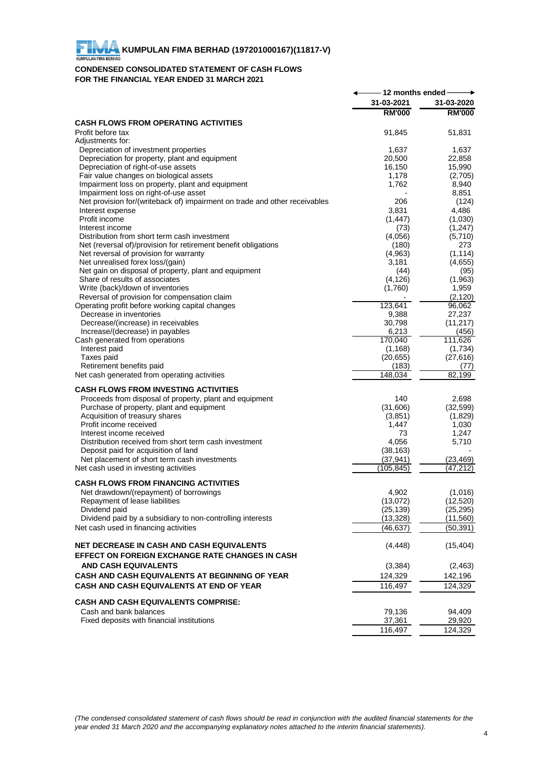**KUMPULAN FIMA BERHAD (197201000167)(11817-V)**

**CONDENSED CONSOLIDATED STATEMENT OF CASH FLOWS**
**FOR THE FINANCIAL YEAR ENDED 31 MARCH 2021**

| | 12 months ended | |
|---|---|---|
| | 31-03-2021 | 31-03-2020 |
| | RM'000 | RM'000 |
| **CASH FLOWS FROM OPERATING ACTIVITIES** | | |
| Profit before tax | 91,845 | 51,831 |
| Adjustments for: | | |
| Depreciation of investment properties | 1,637 | 1,637 |
| Depreciation for property, plant and equipment | 20,500 | 22,858 |
| Depreciation of right-of-use assets | 16,150 | 15,990 |
| Fair value changes on biological assets | 1,178 | (2,705) |
| Impairment loss on property, plant and equipment | 1,762 | 8,940 |
| Impairment loss on right-of-use asset | - | 8,851 |
| Net provision for/(writeback of) impairment on trade and other receivables | 206 | (124) |
| Interest expense | 3,831 | 4,486 |
| Profit income | (1,447) | (1,030) |
| Interest income | (73) | (1,247) |
| Distribution from short term cash investment | (4,056) | (5,710) |
| Net (reversal of)/provision for retirement benefit obligations | (180) | 273 |
| Net reversal of provision for warranty | (4,963) | (1,114) |
| Net unrealised forex loss/(gain) | 3,181 | (4,655) |
| Net gain on disposal of property, plant and equipment | (44) | (95) |
| Share of results of associates | (4,126) | (1,963) |
| Write (back)/down of inventories | (1,760) | 1,959 |
| Reversal of provision for compensation claim | - | (2,120) |
| Operating profit before working capital changes | 123,641 | 96,062 |
| Decrease in inventories | 9,388 | 27,237 |
| Decrease/(increase) in receivables | 30,798 | (11,217) |
| Increase/(decrease) in payables | 6,213 | (456) |
| Cash generated from operations | 170,040 | 111,626 |
| Interest paid | (1,168) | (1,734) |
| Taxes paid | (20,655) | (27,616) |
| Retirement benefits paid | (183) | (77) |
| Net cash generated from operating activities | 148,034 | 82,199 |
| **CASH FLOWS FROM INVESTING ACTIVITIES** | | |
| Proceeds from disposal of property, plant and equipment | 140 | 2,698 |
| Purchase of property, plant and equipment | (31,606) | (32,599) |
| Acquisition of treasury shares | (3,851) | (1,829) |
| Profit income received | 1,447 | 1,030 |
| Interest income received | 73 | 1,247 |
| Distribution received from short term cash investment | 4,056 | 5,710 |
| Deposit paid for acquisition of land | (38,163) | - |
| Net placement of short term cash investments | (37,941) | (23,469) |
| Net cash used in investing activities | (105,845) | (47,212) |
| **CASH FLOWS FROM FINANCING ACTIVITIES** | | |
| Net drawdown/(repayment) of borrowings | 4,902 | (1,016) |
| Repayment of lease liabilities | (13,072) | (12,520) |
| Dividend paid | (25,139) | (25,295) |
| Dividend paid by a subsidiary to non-controlling interests | (13,328) | (11,560) |
| Net cash used in financing activities | (46,637) | (50,391) |
| **NET DECREASE IN CASH AND CASH EQUIVALENTS** | (4,448) | (15,404) |
| **EFFECT ON FOREIGN EXCHANGE RATE CHANGES IN CASH AND CASH EQUIVALENTS** | (3,384) | (2,463) |
| **CASH AND CASH EQUIVALENTS AT BEGINNING OF YEAR** | 124,329 | 142,196 |
| **CASH AND CASH EQUIVALENTS AT END OF YEAR** | 116,497 | 124,329 |
| **CASH AND CASH EQUIVALENTS COMPRISE:** | | |
| Cash and bank balances | 79,136 | 94,409 |
| Fixed deposits with financial institutions | 37,361 | 29,920 |
| | 116,497 | 124,329 |

*(The condensed consolidated statement of cash flows should be read in conjunction with the audited financial statements for the year ended 31 March 2020 and the accompanying explanatory notes attached to the interim financial statements).*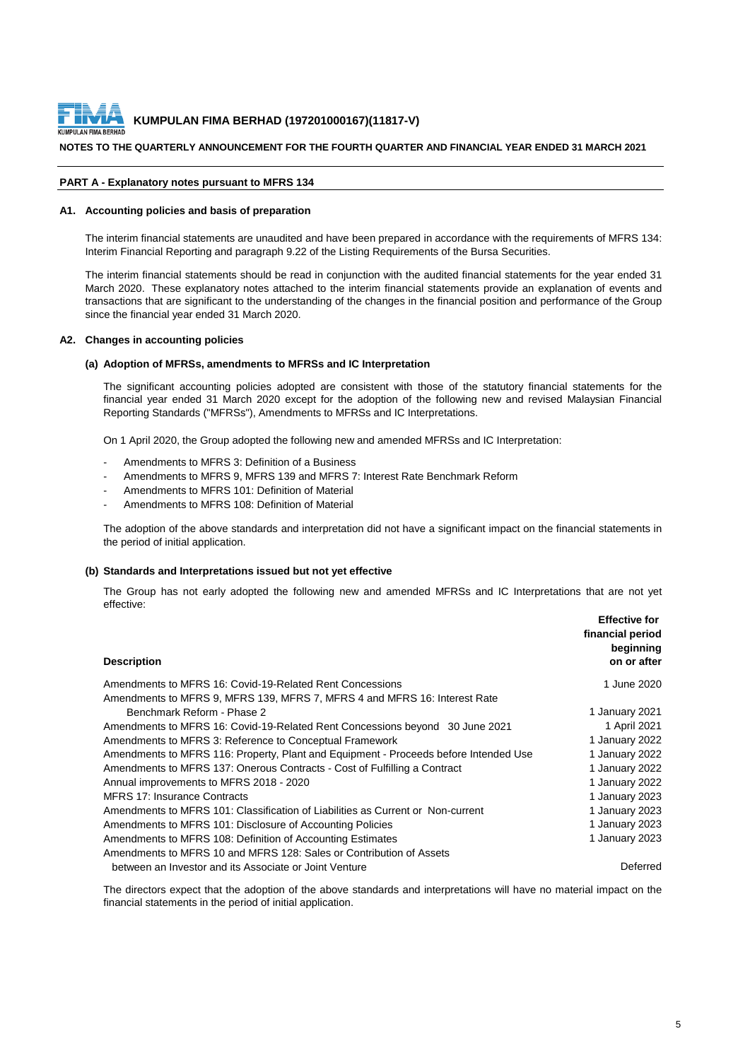**KUMPULAN FIMA BERHAD (197201000167)(11817-V)**

**NOTES TO THE QUARTERLY ANNOUNCEMENT FOR THE FOURTH QUARTER AND FINANCIAL YEAR ENDED 31 MARCH 2021**

## PART A - Explanatory notes pursuant to MFRS 134

### A1. Accounting policies and basis of preparation

The interim financial statements are unaudited and have been prepared in accordance with the requirements of MFRS 134: Interim Financial Reporting and paragraph 9.22 of the Listing Requirements of the Bursa Securities.

The interim financial statements should be read in conjunction with the audited financial statements for the year ended 31 March 2020. These explanatory notes attached to the interim financial statements provide an explanation of events and transactions that are significant to the understanding of the changes in the financial position and performance of the Group since the financial year ended 31 March 2020.

### A2. Changes in accounting policies

#### (a) Adoption of MFRSs, amendments to MFRSs and IC Interpretation

The significant accounting policies adopted are consistent with those of the statutory financial statements for the financial year ended 31 March 2020 except for the adoption of the following new and revised Malaysian Financial Reporting Standards ("MFRSs"), Amendments to MFRSs and IC Interpretations.

On 1 April 2020, the Group adopted the following new and amended MFRSs and IC Interpretation:

- Amendments to MFRS 3: Definition of a Business
- Amendments to MFRS 9, MFRS 139 and MFRS 7: Interest Rate Benchmark Reform
- Amendments to MFRS 101: Definition of Material
- Amendments to MFRS 108: Definition of Material

The adoption of the above standards and interpretation did not have a significant impact on the financial statements in the period of initial application.

#### (b) Standards and Interpretations issued but not yet effective

The Group has not early adopted the following new and amended MFRSs and IC Interpretations that are not yet effective:

| Description | Effective for financial period beginning on or after |
|---|---|
| Amendments to MFRS 16: Covid-19-Related Rent Concessions | 1 June 2020 |
| Amendments to MFRS 9, MFRS 139, MFRS 7, MFRS 4 and MFRS 16: Interest Rate Benchmark Reform - Phase 2 | 1 January 2021 |
| Amendments to MFRS 16: Covid-19-Related Rent Concessions beyond 30 June 2021 | 1 April 2021 |
| Amendments to MFRS 3: Reference to Conceptual Framework | 1 January 2022 |
| Amendments to MFRS 116: Property, Plant and Equipment - Proceeds before Intended Use | 1 January 2022 |
| Amendments to MFRS 137: Onerous Contracts - Cost of Fulfilling a Contract | 1 January 2022 |
| Annual improvements to MFRS 2018 - 2020 | 1 January 2022 |
| MFRS 17: Insurance Contracts | 1 January 2023 |
| Amendments to MFRS 101: Classification of Liabilities as Current or Non-current | 1 January 2023 |
| Amendments to MFRS 101: Disclosure of Accounting Policies | 1 January 2023 |
| Amendments to MFRS 108: Definition of Accounting Estimates | 1 January 2023 |
| Amendments to MFRS 10 and MFRS 128: Sales or Contribution of Assets between an Investor and its Associate or Joint Venture | Deferred |

The directors expect that the adoption of the above standards and interpretations will have no material impact on the financial statements in the period of initial application.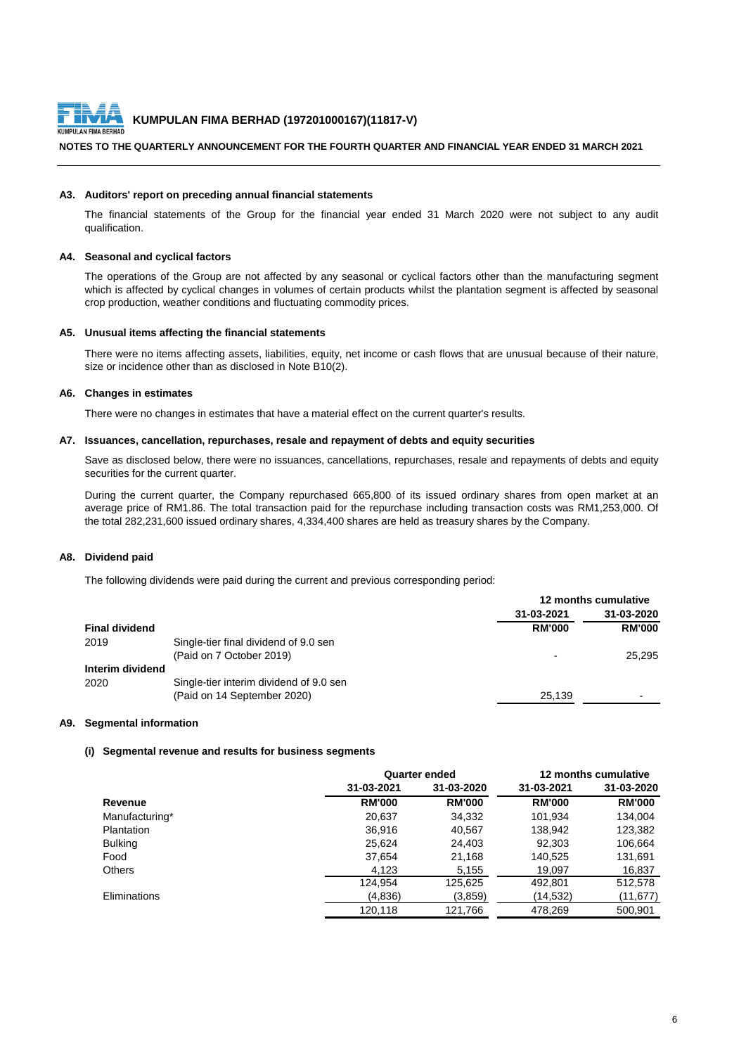## A3. Auditors' report on preceding annual financial statements

The financial statements of the Group for the financial year ended 31 March 2020 were not subject to any audit qualification.

## A4. Seasonal and cyclical factors

The operations of the Group are not affected by any seasonal or cyclical factors other than the manufacturing segment which is affected by cyclical changes in volumes of certain products whilst the plantation segment is affected by seasonal crop production, weather conditions and fluctuating commodity prices.

## A5. Unusual items affecting the financial statements

There were no items affecting assets, liabilities, equity, net income or cash flows that are unusual because of their nature, size or incidence other than as disclosed in Note B10(2).

## A6. Changes in estimates

There were no changes in estimates that have a material effect on the current quarter's results.

## A7. Issuances, cancellation, repurchases, resale and repayment of debts and equity securities

Save as disclosed below, there were no issuances, cancellations, repurchases, resale and repayments of debts and equity securities for the current quarter.

During the current quarter, the Company repurchased 665,800 of its issued ordinary shares from open market at an average price of RM1.86. The total transaction paid for the repurchase including transaction costs was RM1,253,000. Of the total 282,231,600 issued ordinary shares, 4,334,400 shares are held as treasury shares by the Company.

## A8. Dividend paid

The following dividends were paid during the current and previous corresponding period:

| | | 12 months cumulative | |
|---|---|---|---|
| | | 31-03-2021 | 31-03-2020 |
| **Final dividend** | | **RM'000** | **RM'000** |
| 2019 | Single-tier final dividend of 9.0 sen (Paid on 7 October 2019) | - | 25,295 |
| **Interim dividend** | | | |
| 2020 | Single-tier interim dividend of 9.0 sen (Paid on 14 September 2020) | 25,139 | - |

## A9. Segmental information

### (i) Segmental revenue and results for business segments

| | Quarter ended | | 12 months cumulative | |
|---|---|---|---|---|
| | 31-03-2021 | 31-03-2020 | 31-03-2021 | 31-03-2020 |
| **Revenue** | **RM'000** | **RM'000** | **RM'000** | **RM'000** |
| Manufacturing* | 20,637 | 34,332 | 101,934 | 134,004 |
| Plantation | 36,916 | 40,567 | 138,942 | 123,382 |
| Bulking | 25,624 | 24,403 | 92,303 | 106,664 |
| Food | 37,654 | 21,168 | 140,525 | 131,691 |
| Others | 4,123 | 5,155 | 19,097 | 16,837 |
| | 124,954 | 125,625 | 492,801 | 512,578 |
| Eliminations | (4,836) | (3,859) | (14,532) | (11,677) |
| | 120,118 | 121,766 | 478,269 | 500,901 |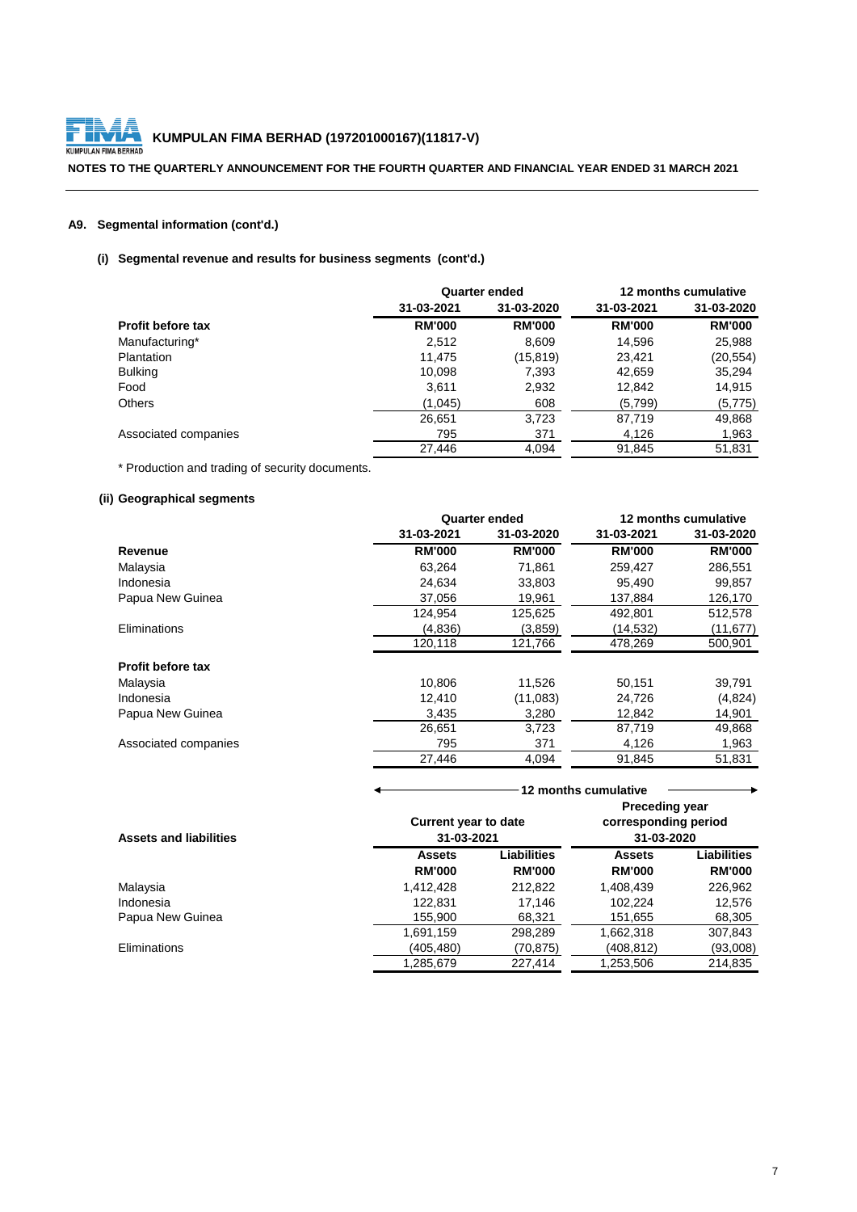**KUMPULAN FIMA BERHAD (197201000167)(11817-V)**

**NOTES TO THE QUARTERLY ANNOUNCEMENT FOR THE FOURTH QUARTER AND FINANCIAL YEAR ENDED 31 MARCH 2021**

## A9. Segmental information (cont'd.)

### (i) Segmental revenue and results for business segments (cont'd.)

| | Quarter ended | | 12 months cumulative | |
|---|---|---|---|---|
| | 31-03-2021 | 31-03-2020 | 31-03-2021 | 31-03-2020 |
| **Profit before tax** | **RM'000** | **RM'000** | **RM'000** | **RM'000** |
| Manufacturing* | 2,512 | 8,609 | 14,596 | 25,988 |
| Plantation | 11,475 | (15,819) | 23,421 | (20,554) |
| Bulking | 10,098 | 7,393 | 42,659 | 35,294 |
| Food | 3,611 | 2,932 | 12,842 | 14,915 |
| Others | (1,045) | 608 | (5,799) | (5,775) |
| | 26,651 | 3,723 | 87,719 | 49,868 |
| Associated companies | 795 | 371 | 4,126 | 1,963 |
| | 27,446 | 4,094 | 91,845 | 51,831 |

* Production and trading of security documents.

### (ii) Geographical segments

| | Quarter ended | | 12 months cumulative | |
|---|---|---|---|---|
| | 31-03-2021 | 31-03-2020 | 31-03-2021 | 31-03-2020 |
| **Revenue** | **RM'000** | **RM'000** | **RM'000** | **RM'000** |
| Malaysia | 63,264 | 71,861 | 259,427 | 286,551 |
| Indonesia | 24,634 | 33,803 | 95,490 | 99,857 |
| Papua New Guinea | 37,056 | 19,961 | 137,884 | 126,170 |
| | 124,954 | 125,625 | 492,801 | 512,578 |
| Eliminations | (4,836) | (3,859) | (14,532) | (11,677) |
| | 120,118 | 121,766 | 478,269 | 500,901 |
| **Profit before tax** | | | | |
| Malaysia | 10,806 | 11,526 | 50,151 | 39,791 |
| Indonesia | 12,410 | (11,083) | 24,726 | (4,824) |
| Papua New Guinea | 3,435 | 3,280 | 12,842 | 14,901 |
| | 26,651 | 3,723 | 87,719 | 49,868 |
| Associated companies | 795 | 371 | 4,126 | 1,963 |
| | 27,446 | 4,094 | 91,845 | 51,831 |

| | 12 months cumulative | | | |
|---|---|---|---|---|
| | Current year to date 31-03-2021 | | Preceding year corresponding period 31-03-2020 | |
| **Assets and liabilities** | **Assets** | **Liabilities** | **Assets** | **Liabilities** |
| | **RM'000** | **RM'000** | **RM'000** | **RM'000** |
| Malaysia | 1,412,428 | 212,822 | 1,408,439 | 226,962 |
| Indonesia | 122,831 | 17,146 | 102,224 | 12,576 |
| Papua New Guinea | 155,900 | 68,321 | 151,655 | 68,305 |
| | 1,691,159 | 298,289 | 1,662,318 | 307,843 |
| Eliminations | (405,480) | (70,875) | (408,812) | (93,008) |
| | 1,285,679 | 227,414 | 1,253,506 | 214,835 |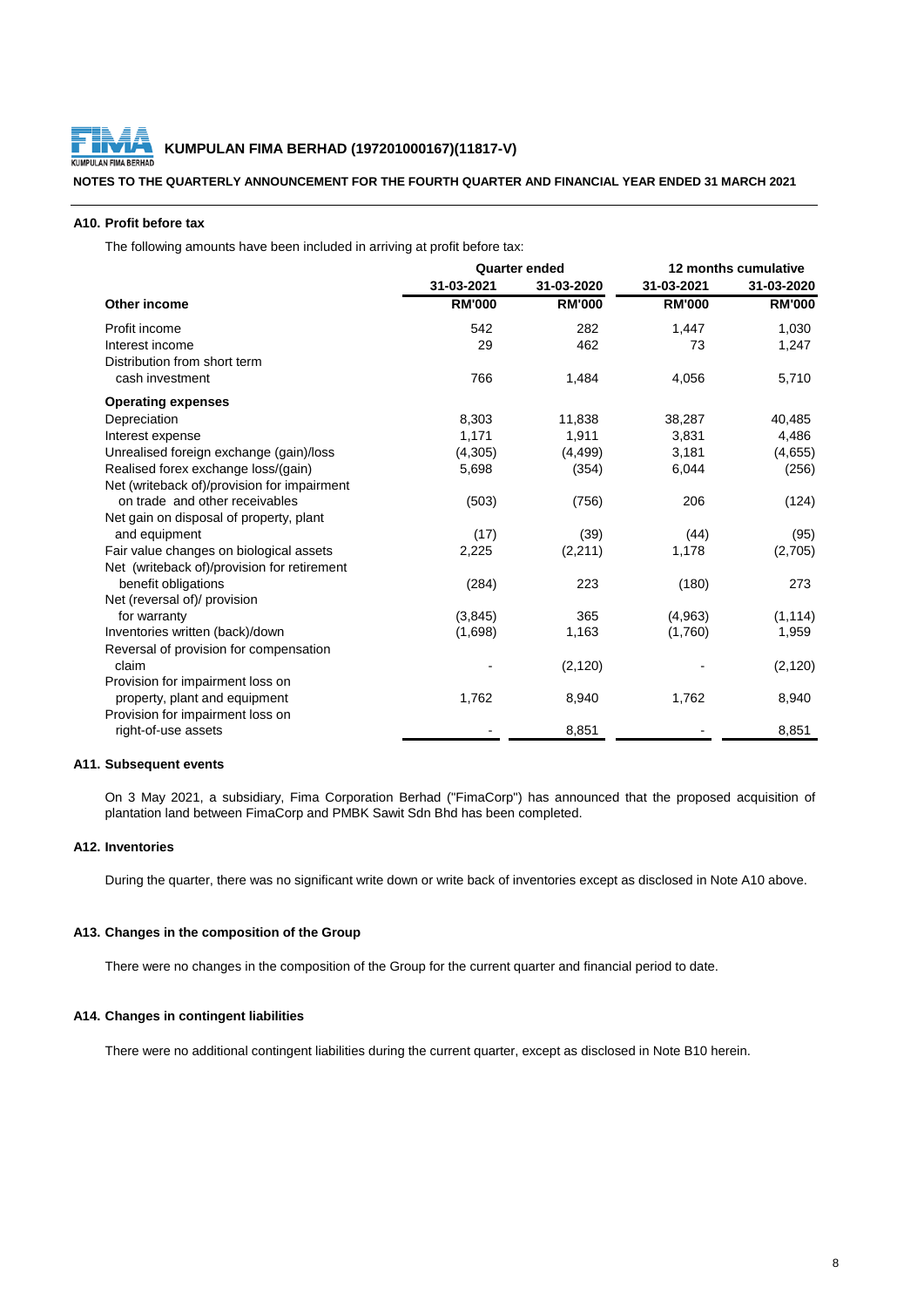**KUMPULAN FIMA BERHAD (197201000167)(11817-V)**

**NOTES TO THE QUARTERLY ANNOUNCEMENT FOR THE FOURTH QUARTER AND FINANCIAL YEAR ENDED 31 MARCH 2021**

### A10. Profit before tax

The following amounts have been included in arriving at profit before tax:

| | Quarter ended | | 12 months cumulative | |
|---|---|---|---|---|
| | 31-03-2021 | 31-03-2020 | 31-03-2021 | 31-03-2020 |
| **Other income** | **RM'000** | **RM'000** | **RM'000** | **RM'000** |
| Profit income | 542 | 282 | 1,447 | 1,030 |
| Interest income | 29 | 462 | 73 | 1,247 |
| Distribution from short term cash investment | 766 | 1,484 | 4,056 | 5,710 |
| **Operating expenses** | | | | |
| Depreciation | 8,303 | 11,838 | 38,287 | 40,485 |
| Interest expense | 1,171 | 1,911 | 3,831 | 4,486 |
| Unrealised foreign exchange (gain)/loss | (4,305) | (4,499) | 3,181 | (4,655) |
| Realised forex exchange loss/(gain) | 5,698 | (354) | 6,044 | (256) |
| Net (writeback of)/provision for impairment on trade and other receivables | (503) | (756) | 206 | (124) |
| Net gain on disposal of property, plant and equipment | (17) | (39) | (44) | (95) |
| Fair value changes on biological assets | 2,225 | (2,211) | 1,178 | (2,705) |
| Net (writeback of)/provision for retirement benefit obligations | (284) | 223 | (180) | 273 |
| Net (reversal of)/ provision for warranty | (3,845) | 365 | (4,963) | (1,114) |
| Inventories written (back)/down | (1,698) | 1,163 | (1,760) | 1,959 |
| Reversal of provision for compensation claim | - | (2,120) | - | (2,120) |
| Provision for impairment loss on property, plant and equipment | 1,762 | 8,940 | 1,762 | 8,940 |
| Provision for impairment loss on right-of-use assets | - | 8,851 | - | 8,851 |

### A11. Subsequent events

On 3 May 2021, a subsidiary, Fima Corporation Berhad ("FimaCorp") has announced that the proposed acquisition of plantation land between FimaCorp and PMBK Sawit Sdn Bhd has been completed.

### A12. Inventories

During the quarter, there was no significant write down or write back of inventories except as disclosed in Note A10 above.

### A13. Changes in the composition of the Group

There were no changes in the composition of the Group for the current quarter and financial period to date.

### A14. Changes in contingent liabilities

There were no additional contingent liabilities during the current quarter, except as disclosed in Note B10 herein.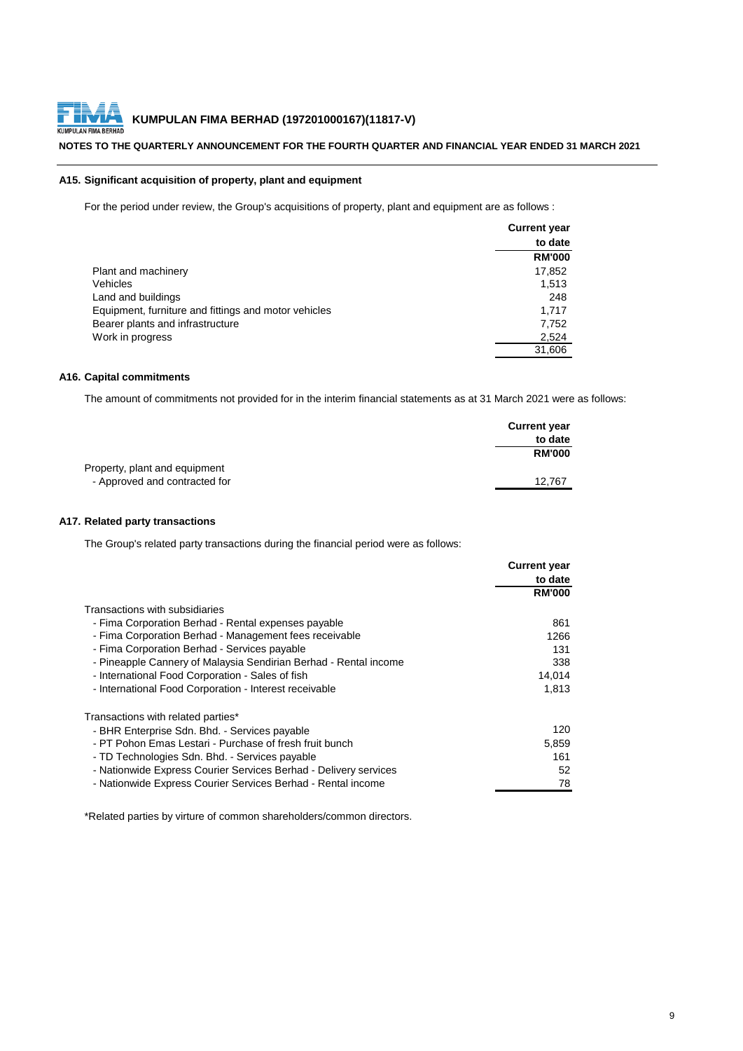**KUMPULAN FIMA BERHAD (197201000167)(11817-V)**

**NOTES TO THE QUARTERLY ANNOUNCEMENT FOR THE FOURTH QUARTER AND FINANCIAL YEAR ENDED 31 MARCH 2021**

### A15. Significant acquisition of property, plant and equipment

For the period under review, the Group's acquisitions of property, plant and equipment are as follows :

| | Current year to date RM'000 |
|---|---|
| Plant and machinery | 17,852 |
| Vehicles | 1,513 |
| Land and buildings | 248 |
| Equipment, furniture and fittings and motor vehicles | 1,717 |
| Bearer plants and infrastructure | 7,752 |
| Work in progress | 2,524 |
| | 31,606 |

### A16. Capital commitments

The amount of commitments not provided for in the interim financial statements as at 31 March 2021 were as follows:

| | Current year to date RM'000 |
|---|---|
| Property, plant and equipment | |
| - Approved and contracted for | 12,767 |

### A17. Related party transactions

The Group's related party transactions during the financial period were as follows:

| | Current year to date RM'000 |
|---|---|
| Transactions with subsidiaries | |
| - Fima Corporation Berhad - Rental expenses payable | 861 |
| - Fima Corporation Berhad - Management fees receivable | 1266 |
| - Fima Corporation Berhad - Services payable | 131 |
| - Pineapple Cannery of Malaysia Sendirian Berhad - Rental income | 338 |
| - International Food Corporation - Sales of fish | 14,014 |
| - International Food Corporation - Interest receivable | 1,813 |
| | |
| Transactions with related parties* | |
| - BHR Enterprise Sdn. Bhd. - Services payable | 120 |
| - PT Pohon Emas Lestari - Purchase of fresh fruit bunch | 5,859 |
| - TD Technologies Sdn. Bhd. - Services payable | 161 |
| - Nationwide Express Courier Services Berhad - Delivery services | 52 |
| - Nationwide Express Courier Services Berhad - Rental income | 78 |

*Related parties by virture of common shareholders/common directors.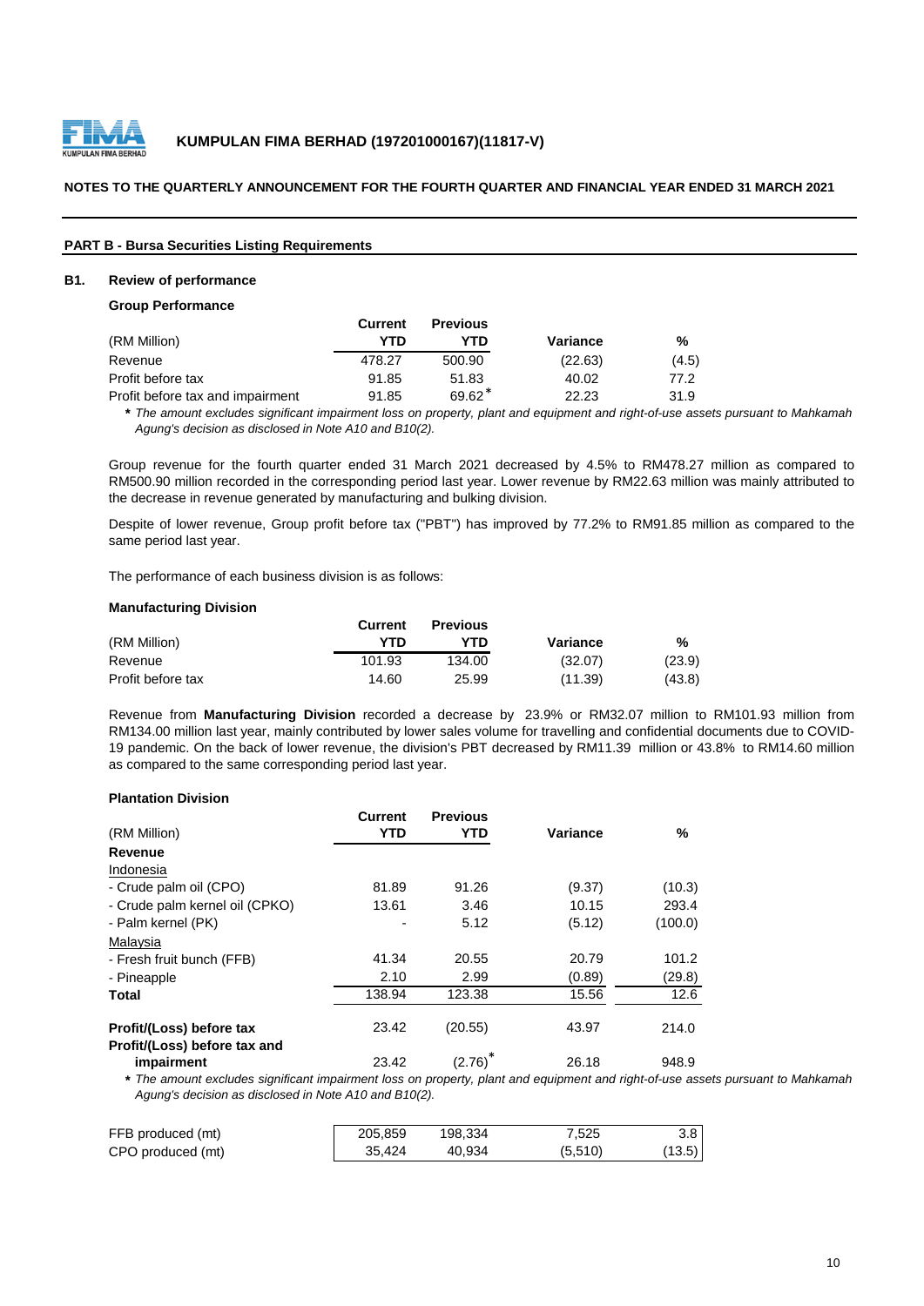**KUMPULAN FIMA BERHAD (197201000167)(11817-V)**

**NOTES TO THE QUARTERLY ANNOUNCEMENT FOR THE FOURTH QUARTER AND FINANCIAL YEAR ENDED 31 MARCH 2021**

## PART B - Bursa Securities Listing Requirements

### B1. Review of performance

**Group Performance**

| (RM Million) | Current YTD | Previous YTD | Variance | % |
|---|---|---|---|---|
| Revenue | 478.27 | 500.90 | (22.63) | (4.5) |
| Profit before tax | 91.85 | 51.83 | 40.02 | 77.2 |
| Profit before tax and impairment | 91.85 | 69.62* | 22.23 | 31.9 |

*\* The amount excludes significant impairment loss on property, plant and equipment and right-of-use assets pursuant to Mahkamah Agung's decision as disclosed in Note A10 and B10(2).*

Group revenue for the fourth quarter ended 31 March 2021 decreased by 4.5% to RM478.27 million as compared to RM500.90 million recorded in the corresponding period last year. Lower revenue by RM22.63 million was mainly attributed to the decrease in revenue generated by manufacturing and bulking division.

Despite of lower revenue, Group profit before tax ("PBT") has improved by 77.2% to RM91.85 million as compared to the same period last year.

The performance of each business division is as follows:

**Manufacturing Division**

| (RM Million) | Current YTD | Previous YTD | Variance | % |
|---|---|---|---|---|
| Revenue | 101.93 | 134.00 | (32.07) | (23.9) |
| Profit before tax | 14.60 | 25.99 | (11.39) | (43.8) |

Revenue from **Manufacturing Division** recorded a decrease by 23.9% or RM32.07 million to RM101.93 million from RM134.00 million last year, mainly contributed by lower sales volume for travelling and confidential documents due to COVID-19 pandemic. On the back of lower revenue, the division's PBT decreased by RM11.39 million or 43.8% to RM14.60 million as compared to the same corresponding period last year.

**Plantation Division**

| (RM Million) | Current YTD | Previous YTD | Variance | % |
|---|---|---|---|---|
| **Revenue** | | | | |
| Indonesia | | | | |
| - Crude palm oil (CPO) | 81.89 | 91.26 | (9.37) | (10.3) |
| - Crude palm kernel oil (CPKO) | 13.61 | 3.46 | 10.15 | 293.4 |
| - Palm kernel (PK) | - | 5.12 | (5.12) | (100.0) |
| Malaysia | | | | |
| - Fresh fruit bunch (FFB) | 41.34 | 20.55 | 20.79 | 101.2 |
| - Pineapple | 2.10 | 2.99 | (0.89) | (29.8) |
| **Total** | 138.94 | 123.38 | 15.56 | 12.6 |
| **Profit/(Loss) before tax** | 23.42 | (20.55) | 43.97 | 214.0 |
| **Profit/(Loss) before tax and impairment** | 23.42 | (2.76)* | 26.18 | 948.9 |

*\* The amount excludes significant impairment loss on property, plant and equipment and right-of-use assets pursuant to Mahkamah Agung's decision as disclosed in Note A10 and B10(2).*

| | Current YTD | Previous YTD | Variance | % |
|---|---|---|---|---|
| FFB produced (mt) | 205,859 | 198,334 | 7,525 | 3.8 |
| CPO produced (mt) | 35,424 | 40,934 | (5,510) | (13.5) |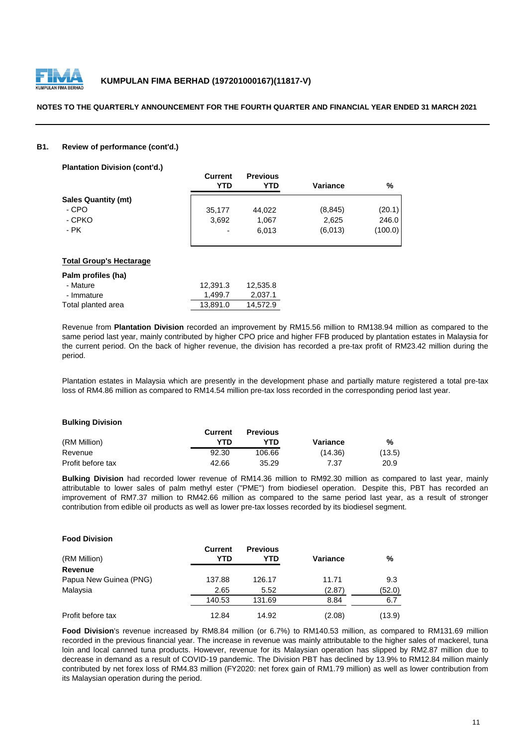**NOTES TO THE QUARTERLY ANNOUNCEMENT FOR THE FOURTH QUARTER AND FINANCIAL YEAR ENDED 31 MARCH 2021**

### B1. Review of performance (cont'd.)

**Plantation Division (cont'd.)**

| | Current YTD | Previous YTD | Variance | % |
|---|---|---|---|---|
| **Sales Quantity (mt)** | | | | |
| - CPO | 35,177 | 44,022 | (8,845) | (20.1) |
| - CPKO | 3,692 | 1,067 | 2,625 | 246.0 |
| - PK | - | 6,013 | (6,013) | (100.0) |

**Total Group's Hectarage**

| Palm profiles (ha) | Current YTD | Previous YTD |
|---|---|---|
| - Mature | 12,391.3 | 12,535.8 |
| - Immature | 1,499.7 | 2,037.1 |
| Total planted area | 13,891.0 | 14,572.9 |

Revenue from **Plantation Division** recorded an improvement by RM15.56 million to RM138.94 million as compared to the same period last year, mainly contributed by higher CPO price and higher FFB produced by plantation estates in Malaysia for the current period. On the back of higher revenue, the division has recorded a pre-tax profit of RM23.42 million during the period.

Plantation estates in Malaysia which are presently in the development phase and partially mature registered a total pre-tax loss of RM4.86 million as compared to RM14.54 million pre-tax loss recorded in the corresponding period last year.

**Bulking Division**

| (RM Million) | Current YTD | Previous YTD | Variance | % |
|---|---|---|---|---|
| Revenue | 92.30 | 106.66 | (14.36) | (13.5) |
| Profit before tax | 42.66 | 35.29 | 7.37 | 20.9 |

**Bulking Division** had recorded lower revenue of RM14.36 million to RM92.30 million as compared to last year, mainly attributable to lower sales of palm methyl ester ("PME") from biodiesel operation. Despite this, PBT has recorded an improvement of RM7.37 million to RM42.66 million as compared to the same period last year, as a result of stronger contribution from edible oil products as well as lower pre-tax losses recorded by its biodiesel segment.

**Food Division**

| (RM Million) | Current YTD | Previous YTD | Variance | % |
|---|---|---|---|---|
| **Revenue** | | | | |
| Papua New Guinea (PNG) | 137.88 | 126.17 | 11.71 | 9.3 |
| Malaysia | 2.65 | 5.52 | (2.87) | (52.0) |
| | 140.53 | 131.69 | 8.84 | 6.7 |
| Profit before tax | 12.84 | 14.92 | (2.08) | (13.9) |

**Food Division**'s revenue increased by RM8.84 million (or 6.7%) to RM140.53 million, as compared to RM131.69 million recorded in the previous financial year. The increase in revenue was mainly attributable to the higher sales of mackerel, tuna loin and local canned tuna products. However, revenue for its Malaysian operation has slipped by RM2.87 million due to decrease in demand as a result of COVID-19 pandemic. The Division PBT has declined by 13.9% to RM12.84 million mainly contributed by net forex loss of RM4.83 million (FY2020: net forex gain of RM1.79 million) as well as lower contribution from its Malaysian operation during the period.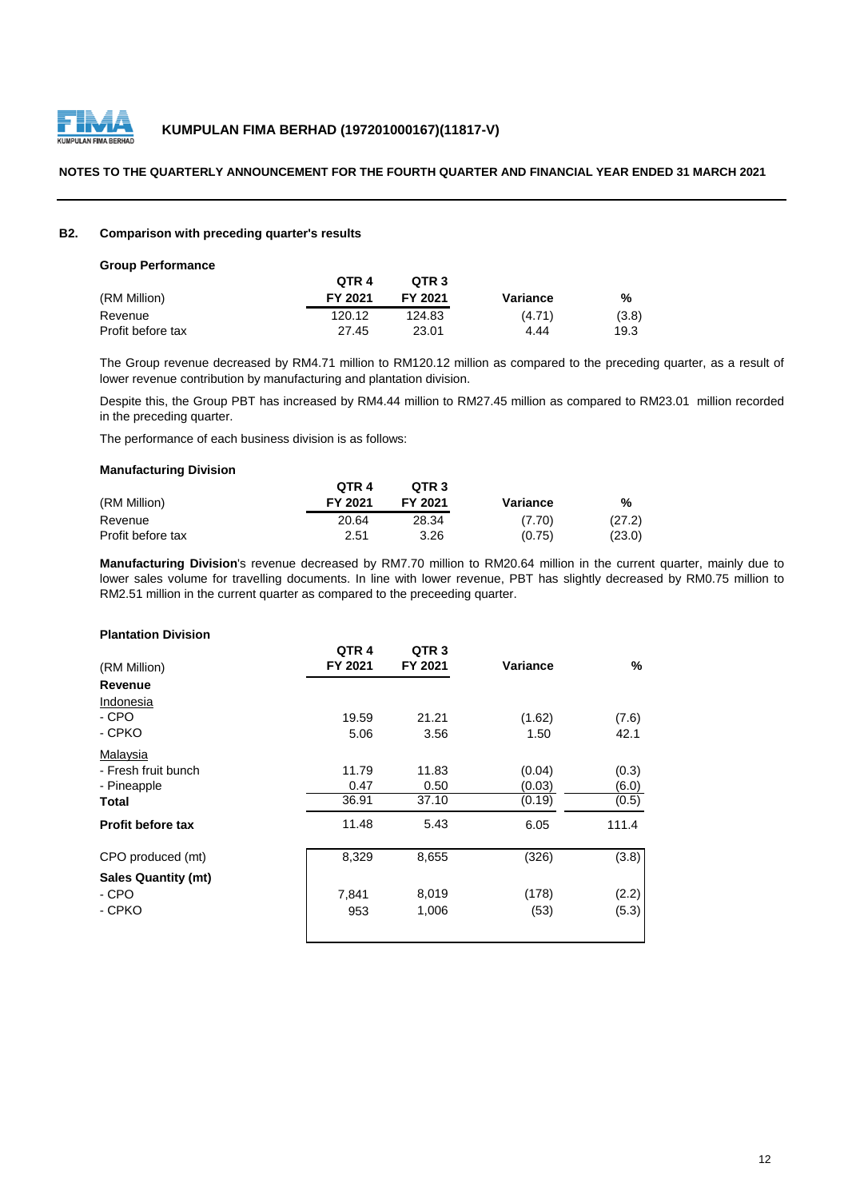# KUMPULAN FIMA BERHAD (197201000167)(11817-V)

**NOTES TO THE QUARTERLY ANNOUNCEMENT FOR THE FOURTH QUARTER AND FINANCIAL YEAR ENDED 31 MARCH 2021**

## B2. Comparison with preceding quarter's results

### Group Performance

| (RM Million) | QTR 4 FY 2021 | QTR 3 FY 2021 | Variance | % |
|---|---|---|---|---|
| Revenue | 120.12 | 124.83 | (4.71) | (3.8) |
| Profit before tax | 27.45 | 23.01 | 4.44 | 19.3 |

The Group revenue decreased by RM4.71 million to RM120.12 million as compared to the preceding quarter, as a result of lower revenue contribution by manufacturing and plantation division.

Despite this, the Group PBT has increased by RM4.44 million to RM27.45 million as compared to RM23.01 million recorded in the preceding quarter.

The performance of each business division is as follows:

### Manufacturing Division

| (RM Million) | QTR 4 FY 2021 | QTR 3 FY 2021 | Variance | % |
|---|---|---|---|---|
| Revenue | 20.64 | 28.34 | (7.70) | (27.2) |
| Profit before tax | 2.51 | 3.26 | (0.75) | (23.0) |

**Manufacturing Division**'s revenue decreased by RM7.70 million to RM20.64 million in the current quarter, mainly due to lower sales volume for travelling documents. In line with lower revenue, PBT has slightly decreased by RM0.75 million to RM2.51 million in the current quarter as compared to the preceeding quarter.

### Plantation Division

| (RM Million) | QTR 4 FY 2021 | QTR 3 FY 2021 | Variance | % |
|---|---|---|---|---|
| **Revenue** | | | | |
| Indonesia | | | | |
| - CPO | 19.59 | 21.21 | (1.62) | (7.6) |
| - CPKO | 5.06 | 3.56 | 1.50 | 42.1 |
| Malaysia | | | | |
| - Fresh fruit bunch | 11.79 | 11.83 | (0.04) | (0.3) |
| - Pineapple | 0.47 | 0.50 | (0.03) | (6.0) |
| **Total** | 36.91 | 37.10 | (0.19) | (0.5) |
| **Profit before tax** | 11.48 | 5.43 | 6.05 | 111.4 |
| CPO produced (mt) | 8,329 | 8,655 | (326) | (3.8) |
| **Sales Quantity (mt)** | | | | |
| - CPO | 7,841 | 8,019 | (178) | (2.2) |
| - CPKO | 953 | 1,006 | (53) | (5.3) |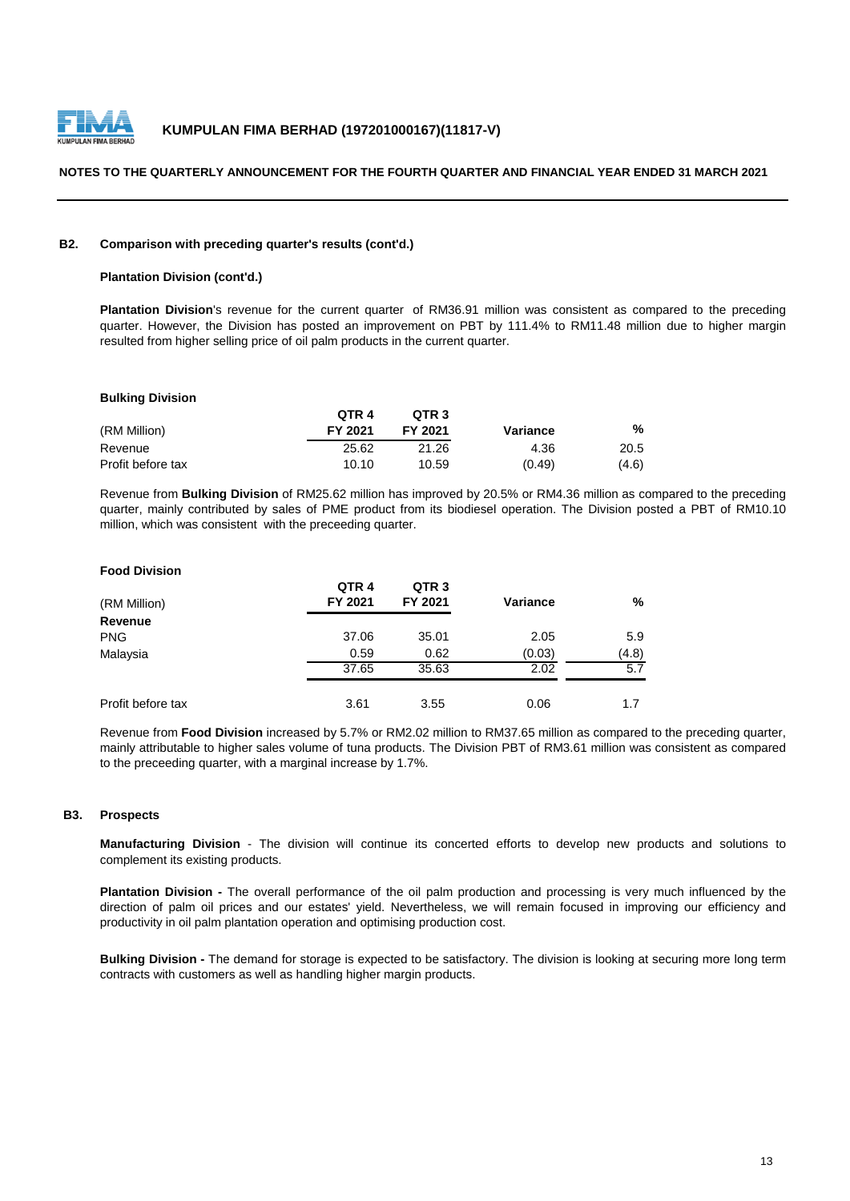### B2. Comparison with preceding quarter's results (cont'd.)

**Plantation Division (cont'd.)**

**Plantation Division**'s revenue for the current quarter of RM36.91 million was consistent as compared to the preceding quarter. However, the Division has posted an improvement on PBT by 111.4% to RM11.48 million due to higher margin resulted from higher selling price of oil palm products in the current quarter.

**Bulking Division**

| (RM Million) | QTR 4 FY 2021 | QTR 3 FY 2021 | Variance | % |
|---|---|---|---|---|
| Revenue | 25.62 | 21.26 | 4.36 | 20.5 |
| Profit before tax | 10.10 | 10.59 | (0.49) | (4.6) |

Revenue from **Bulking Division** of RM25.62 million has improved by 20.5% or RM4.36 million as compared to the preceding quarter, mainly contributed by sales of PME product from its biodiesel operation. The Division posted a PBT of RM10.10 million, which was consistent with the preceeding quarter.

**Food Division**

| (RM Million) | QTR 4 FY 2021 | QTR 3 FY 2021 | Variance | % |
|---|---|---|---|---|
| **Revenue** | | | | |
| PNG | 37.06 | 35.01 | 2.05 | 5.9 |
| Malaysia | 0.59 | 0.62 | (0.03) | (4.8) |
| | 37.65 | 35.63 | 2.02 | 5.7 |
| Profit before tax | 3.61 | 3.55 | 0.06 | 1.7 |

Revenue from **Food Division** increased by 5.7% or RM2.02 million to RM37.65 million as compared to the preceding quarter, mainly attributable to higher sales volume of tuna products. The Division PBT of RM3.61 million was consistent as compared to the preceeding quarter, with a marginal increase by 1.7%.

### B3. Prospects

**Manufacturing Division** - The division will continue its concerted efforts to develop new products and solutions to complement its existing products.

**Plantation Division -** The overall performance of the oil palm production and processing is very much influenced by the direction of palm oil prices and our estates' yield. Nevertheless, we will remain focused in improving our efficiency and productivity in oil palm plantation operation and optimising production cost.

**Bulking Division -** The demand for storage is expected to be satisfactory. The division is looking at securing more long term contracts with customers as well as handling higher margin products.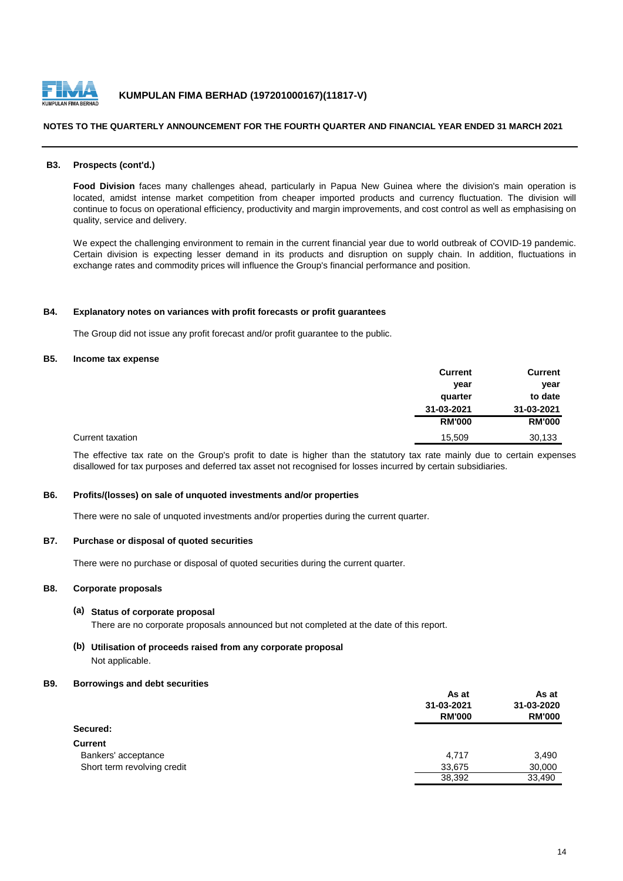**NOTES TO THE QUARTERLY ANNOUNCEMENT FOR THE FOURTH QUARTER AND FINANCIAL YEAR ENDED 31 MARCH 2021**

**B3. Prospects (cont'd.)**

**Food Division** faces many challenges ahead, particularly in Papua New Guinea where the division's main operation is located, amidst intense market competition from cheaper imported products and currency fluctuation. The division will continue to focus on operational efficiency, productivity and margin improvements, and cost control as well as emphasising on quality, service and delivery.

We expect the challenging environment to remain in the current financial year due to world outbreak of COVID-19 pandemic. Certain division is expecting lesser demand in its products and disruption on supply chain. In addition, fluctuations in exchange rates and commodity prices will influence the Group's financial performance and position.

**B4. Explanatory notes on variances with profit forecasts or profit guarantees**

The Group did not issue any profit forecast and/or profit guarantee to the public.

**B5. Income tax expense**

| | Current year quarter 31-03-2021 RM'000 | Current year to date 31-03-2021 RM'000 |
|---|---|---|
| Current taxation | 15,509 | 30,133 |

The effective tax rate on the Group's profit to date is higher than the statutory tax rate mainly due to certain expenses disallowed for tax purposes and deferred tax asset not recognised for losses incurred by certain subsidiaries.

**B6. Profits/(losses) on sale of unquoted investments and/or properties**

There were no sale of unquoted investments and/or properties during the current quarter.

**B7. Purchase or disposal of quoted securities**

There were no purchase or disposal of quoted securities during the current quarter.

**B8. Corporate proposals**

**(a) Status of corporate proposal**

There are no corporate proposals announced but not completed at the date of this report.

**(b) Utilisation of proceeds raised from any corporate proposal**

Not applicable.

**B9. Borrowings and debt securities**

| | As at 31-03-2021 RM'000 | As at 31-03-2020 RM'000 |
|---|---|---|
| **Secured:** | | |
| **Current** | | |
| Bankers' acceptance | 4,717 | 3,490 |
| Short term revolving credit | 33,675 | 30,000 |
| | 38,392 | 33,490 |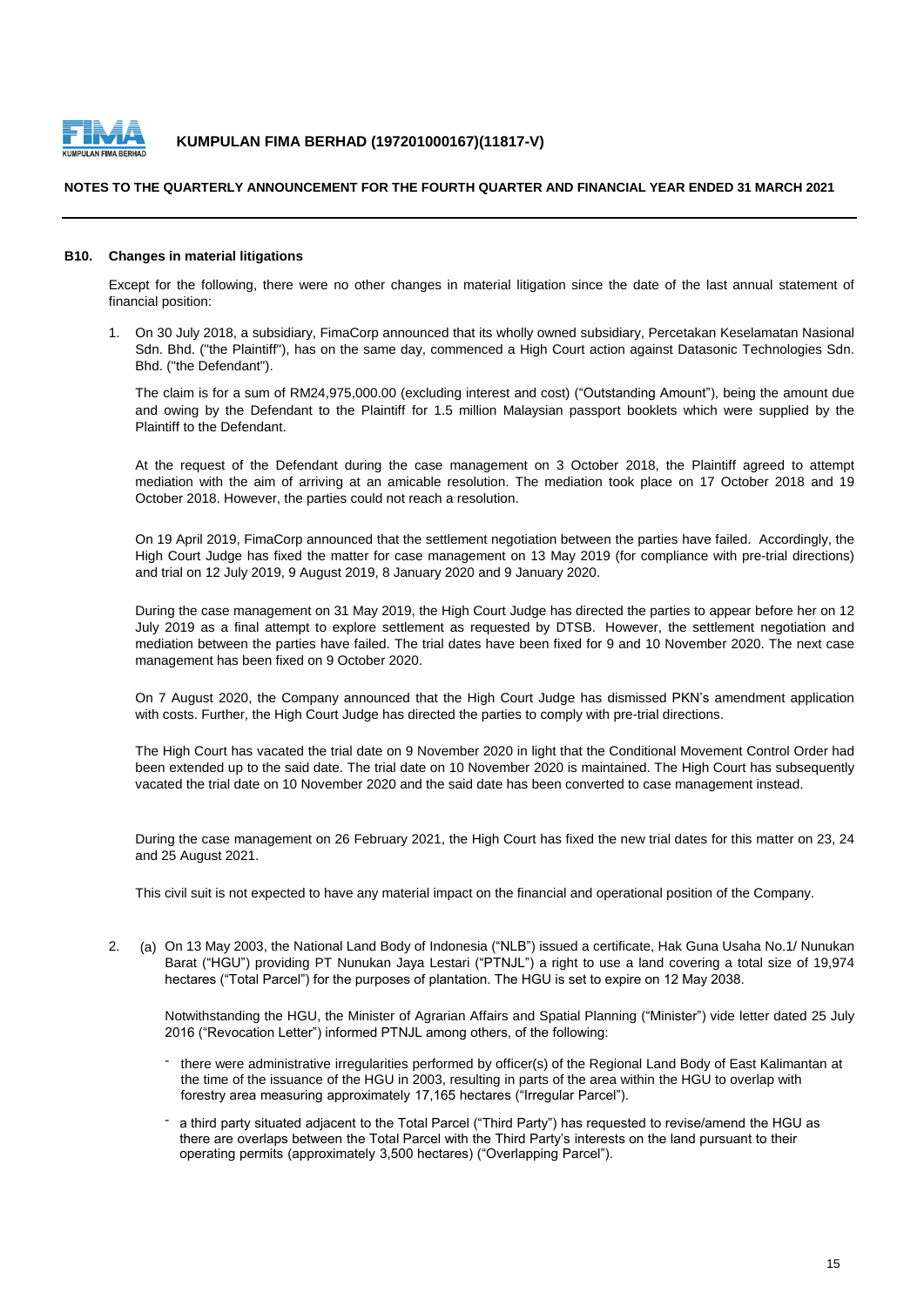**B10. Changes in material litigations**

Except for the following, there were no other changes in material litigation since the date of the last annual statement of financial position:

1. On 30 July 2018, a subsidiary, FimaCorp announced that its wholly owned subsidiary, Percetakan Keselamatan Nasional Sdn. Bhd. ("the Plaintiff"), has on the same day, commenced a High Court action against Datasonic Technologies Sdn. Bhd. ("the Defendant").

   The claim is for a sum of RM24,975,000.00 (excluding interest and cost) ("Outstanding Amount"), being the amount due and owing by the Defendant to the Plaintiff for 1.5 million Malaysian passport booklets which were supplied by the Plaintiff to the Defendant.

   At the request of the Defendant during the case management on 3 October 2018, the Plaintiff agreed to attempt mediation with the aim of arriving at an amicable resolution. The mediation took place on 17 October 2018 and 19 October 2018. However, the parties could not reach a resolution.

   On 19 April 2019, FimaCorp announced that the settlement negotiation between the parties have failed. Accordingly, the High Court Judge has fixed the matter for case management on 13 May 2019 (for compliance with pre-trial directions) and trial on 12 July 2019, 9 August 2019, 8 January 2020 and 9 January 2020.

   During the case management on 31 May 2019, the High Court Judge has directed the parties to appear before her on 12 July 2019 as a final attempt to explore settlement as requested by DTSB. However, the settlement negotiation and mediation between the parties have failed. The trial dates have been fixed for 9 and 10 November 2020. The next case management has been fixed on 9 October 2020.

   On 7 August 2020, the Company announced that the High Court Judge has dismissed PKN's amendment application with costs. Further, the High Court Judge has directed the parties to comply with pre-trial directions.

   The High Court has vacated the trial date on 9 November 2020 in light that the Conditional Movement Control Order had been extended up to the said date. The trial date on 10 November 2020 is maintained. The High Court has subsequently vacated the trial date on 10 November 2020 and the said date has been converted to case management instead.

   During the case management on 26 February 2021, the High Court has fixed the new trial dates for this matter on 23, 24 and 25 August 2021.

   This civil suit is not expected to have any material impact on the financial and operational position of the Company.

2. (a) On 13 May 2003, the National Land Body of Indonesia ("NLB") issued a certificate, Hak Guna Usaha No.1/ Nunukan Barat ("HGU") providing PT Nunukan Jaya Lestari ("PTNJL") a right to use a land covering a total size of 19,974 hectares ("Total Parcel") for the purposes of plantation. The HGU is set to expire on 12 May 2038.

   Notwithstanding the HGU, the Minister of Agrarian Affairs and Spatial Planning ("Minister") vide letter dated 25 July 2016 ("Revocation Letter") informed PTNJL among others, of the following:

   - there were administrative irregularities performed by officer(s) of the Regional Land Body of East Kalimantan at the time of the issuance of the HGU in 2003, resulting in parts of the area within the HGU to overlap with forestry area measuring approximately 17,165 hectares ("Irregular Parcel").
   - a third party situated adjacent to the Total Parcel ("Third Party") has requested to revise/amend the HGU as there are overlaps between the Total Parcel with the Third Party's interests on the land pursuant to their operating permits (approximately 3,500 hectares) ("Overlapping Parcel").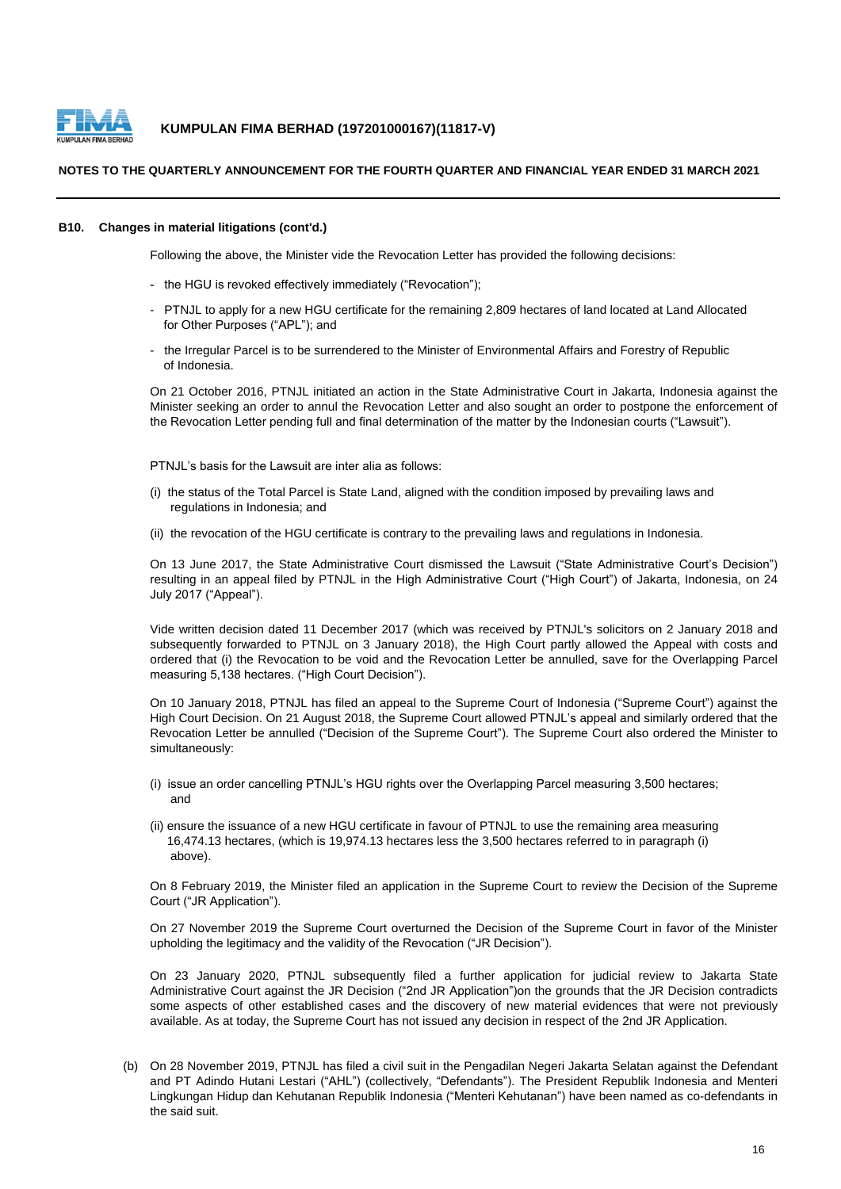### B10. Changes in material litigations (cont'd.)

Following the above, the Minister vide the Revocation Letter has provided the following decisions:

- the HGU is revoked effectively immediately ("Revocation");
- PTNJL to apply for a new HGU certificate for the remaining 2,809 hectares of land located at Land Allocated for Other Purposes ("APL"); and
- the Irregular Parcel is to be surrendered to the Minister of Environmental Affairs and Forestry of Republic of Indonesia.

On 21 October 2016, PTNJL initiated an action in the State Administrative Court in Jakarta, Indonesia against the Minister seeking an order to annul the Revocation Letter and also sought an order to postpone the enforcement of the Revocation Letter pending full and final determination of the matter by the Indonesian courts ("Lawsuit").

PTNJL's basis for the Lawsuit are inter alia as follows:

(i) the status of the Total Parcel is State Land, aligned with the condition imposed by prevailing laws and regulations in Indonesia; and

(ii) the revocation of the HGU certificate is contrary to the prevailing laws and regulations in Indonesia.

On 13 June 2017, the State Administrative Court dismissed the Lawsuit ("State Administrative Court's Decision") resulting in an appeal filed by PTNJL in the High Administrative Court ("High Court") of Jakarta, Indonesia, on 24 July 2017 ("Appeal").

Vide written decision dated 11 December 2017 (which was received by PTNJL's solicitors on 2 January 2018 and subsequently forwarded to PTNJL on 3 January 2018), the High Court partly allowed the Appeal with costs and ordered that (i) the Revocation to be void and the Revocation Letter be annulled, save for the Overlapping Parcel measuring 5,138 hectares. ("High Court Decision").

On 10 January 2018, PTNJL has filed an appeal to the Supreme Court of Indonesia ("Supreme Court") against the High Court Decision. On 21 August 2018, the Supreme Court allowed PTNJL's appeal and similarly ordered that the Revocation Letter be annulled ("Decision of the Supreme Court"). The Supreme Court also ordered the Minister to simultaneously:

(i) issue an order cancelling PTNJL's HGU rights over the Overlapping Parcel measuring 3,500 hectares; and

(ii) ensure the issuance of a new HGU certificate in favour of PTNJL to use the remaining area measuring 16,474.13 hectares, (which is 19,974.13 hectares less the 3,500 hectares referred to in paragraph (i) above).

On 8 February 2019, the Minister filed an application in the Supreme Court to review the Decision of the Supreme Court ("JR Application").

On 27 November 2019 the Supreme Court overturned the Decision of the Supreme Court in favor of the Minister upholding the legitimacy and the validity of the Revocation ("JR Decision").

On 23 January 2020, PTNJL subsequently filed a further application for judicial review to Jakarta State Administrative Court against the JR Decision ("2nd JR Application")on the grounds that the JR Decision contradicts some aspects of other established cases and the discovery of new material evidences that were not previously available. As at today, the Supreme Court has not issued any decision in respect of the 2nd JR Application.

(b) On 28 November 2019, PTNJL has filed a civil suit in the Pengadilan Negeri Jakarta Selatan against the Defendant and PT Adindo Hutani Lestari ("AHL") (collectively, "Defendants"). The President Republik Indonesia and Menteri Lingkungan Hidup dan Kehutanan Republik Indonesia ("Menteri Kehutanan") have been named as co-defendants in the said suit.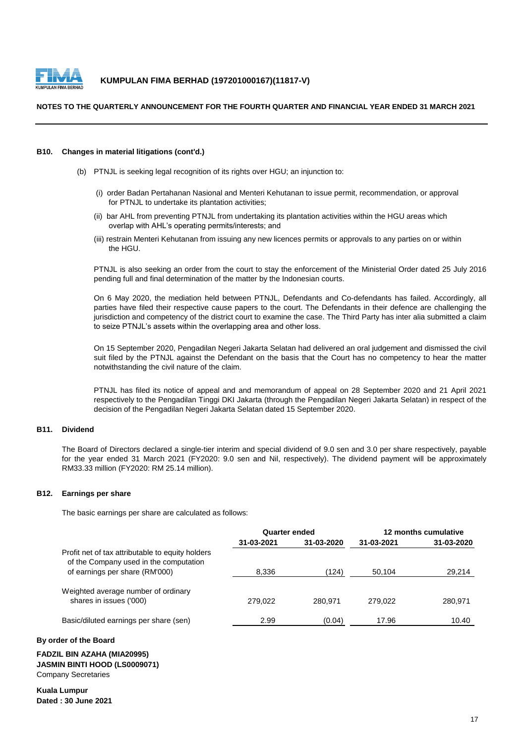**NOTES TO THE QUARTERLY ANNOUNCEMENT FOR THE FOURTH QUARTER AND FINANCIAL YEAR ENDED 31 MARCH 2021**

**B10. Changes in material litigations (cont'd.)**

(b) PTNJL is seeking legal recognition of its rights over HGU; an injunction to:

(i) order Badan Pertahanan Nasional and Menteri Kehutanan to issue permit, recommendation, or approval for PTNJL to undertake its plantation activities;

(ii) bar AHL from preventing PTNJL from undertaking its plantation activities within the HGU areas which overlap with AHL's operating permits/interests; and

(iii) restrain Menteri Kehutanan from issuing any new licences permits or approvals to any parties on or within the HGU.

PTNJL is also seeking an order from the court to stay the enforcement of the Ministerial Order dated 25 July 2016 pending full and final determination of the matter by the Indonesian courts.

On 6 May 2020, the mediation held between PTNJL, Defendants and Co-defendants has failed. Accordingly, all parties have filed their respective cause papers to the court. The Defendants in their defence are challenging the jurisdiction and competency of the district court to examine the case. The Third Party has inter alia submitted a claim to seize PTNJL's assets within the overlapping area and other loss.

On 15 September 2020, Pengadilan Negeri Jakarta Selatan had delivered an oral judgement and dismissed the civil suit filed by the PTNJL against the Defendant on the basis that the Court has no competency to hear the matter notwithstanding the civil nature of the claim.

PTNJL has filed its notice of appeal and and memorandum of appeal on 28 September 2020 and 21 April 2021 respectively to the Pengadilan Tinggi DKI Jakarta (through the Pengadilan Negeri Jakarta Selatan) in respect of the decision of the Pengadilan Negeri Jakarta Selatan dated 15 September 2020.

**B11. Dividend**

The Board of Directors declared a single-tier interim and special dividend of 9.0 sen and 3.0 per share respectively, payable for the year ended 31 March 2021 (FY2020: 9.0 sen and Nil, respectively). The dividend payment will be approximately RM33.33 million (FY2020: RM 25.14 million).

**B12. Earnings per share**

The basic earnings per share are calculated as follows:

| | Quarter ended | | 12 months cumulative | |
|---|---|---|---|---|
| | 31-03-2021 | 31-03-2020 | 31-03-2021 | 31-03-2020 |
| Profit net of tax attributable to equity holders of the Company used in the computation of earnings per share (RM'000) | 8,336 | (124) | 50,104 | 29,214 |
| Weighted average number of ordinary shares in issues ('000) | 279,022 | 280,971 | 279,022 | 280,971 |
| Basic/diluted earnings per share (sen) | 2.99 | (0.04) | 17.96 | 10.40 |

**By order of the Board**

**FADZIL BIN AZAHA (MIA20995)**
**JASMIN BINTI HOOD (LS0009071)**
Company Secretaries

**Kuala Lumpur**
**Dated : 30 June 2021**